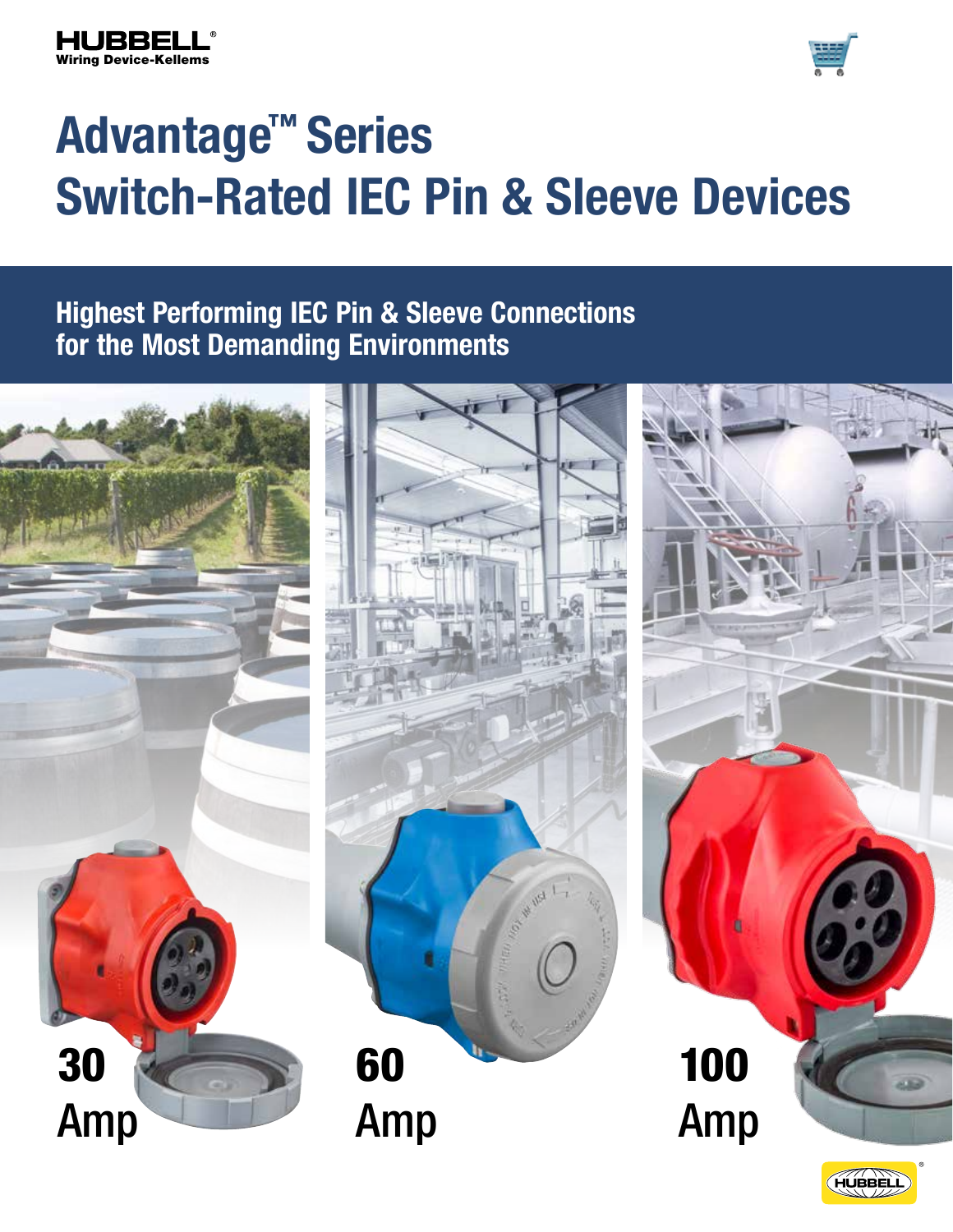HUBBELL®
Wiring Device-Kellems

# Advantage™ Series Switch-Rated IEC Pin & Sleeve Devices

## Highest Performing IEC Pin & Sleeve Connections for the Most Demanding Environments

**30** Amp

**60** Amp

**100** Amp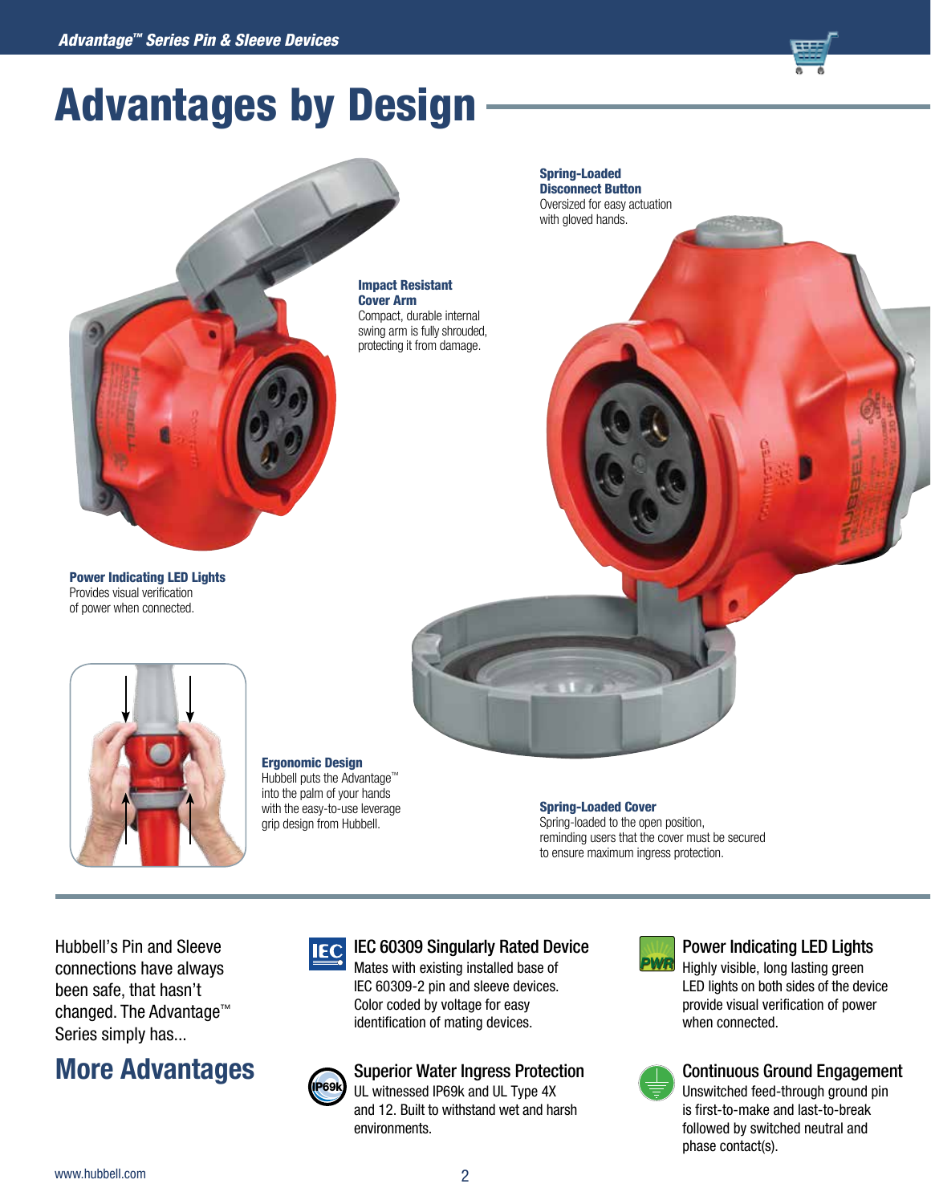# Advantages by Design

**Spring-Loaded Disconnect Button**
Oversized for easy actuation with gloved hands.

**Impact Resistant Cover Arm**
Compact, durable internal swing arm is fully shrouded, protecting it from damage.

**Power Indicating LED Lights**
Provides visual verification of power when connected.

**Ergonomic Design**
Hubbell puts the Advantage™ into the palm of your hands with the easy-to-use leverage grip design from Hubbell.

**Spring-Loaded Cover**
Spring-loaded to the open position, reminding users that the cover must be secured to ensure maximum ingress protection.

Hubbell's Pin and Sleeve connections have always been safe, that hasn't changed. The Advantage™ Series simply has...

## More Advantages

### IEC 60309 Singularly Rated Device

Mates with existing installed base of IEC 60309-2 pin and sleeve devices. Color coded by voltage for easy identification of mating devices.

### Superior Water Ingress Protection

UL witnessed IP69k and UL Type 4X and 12. Built to withstand wet and harsh environments.

### Power Indicating LED Lights

Highly visible, long lasting green LED lights on both sides of the device provide visual verification of power when connected.

### Continuous Ground Engagement

Unswitched feed-through ground pin is first-to-make and last-to-break followed by switched neutral and phase contact(s).

www.hubbell.com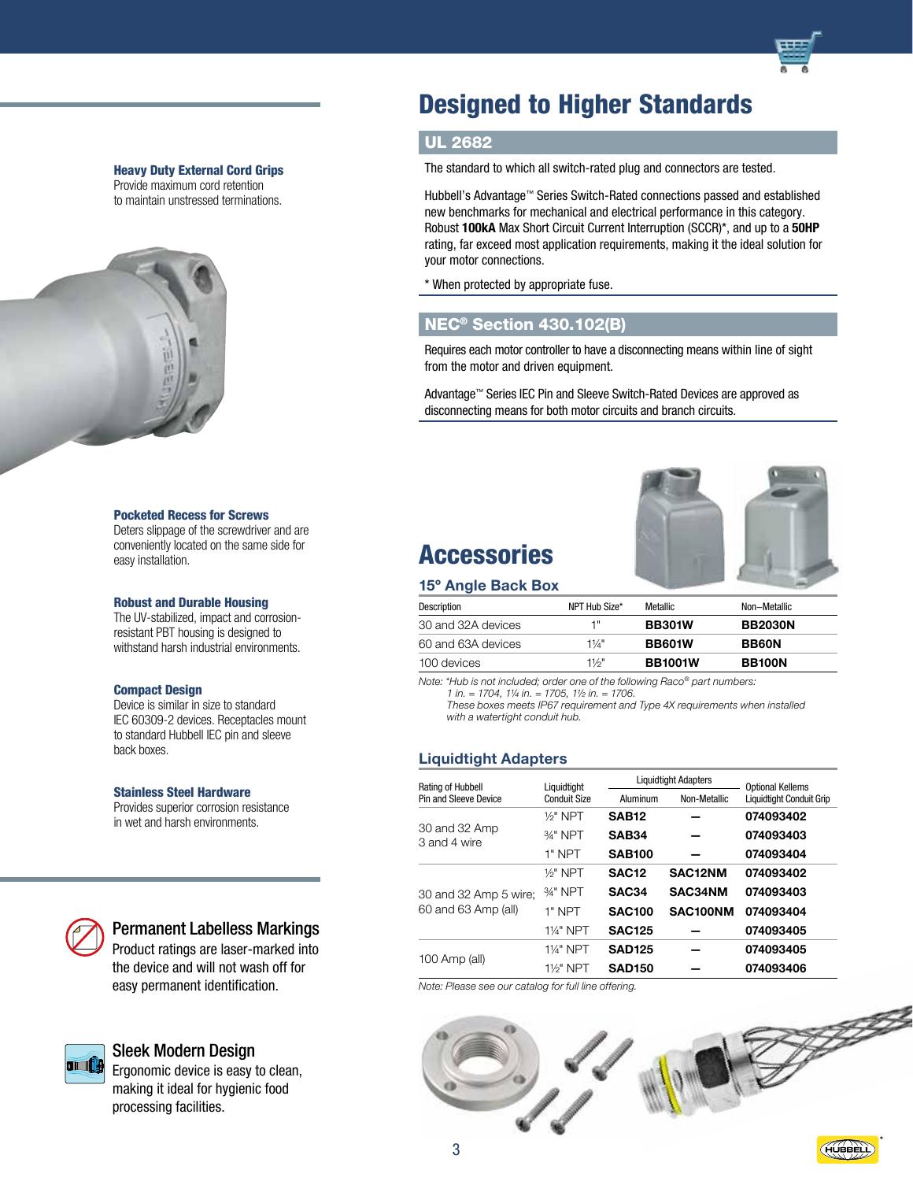**Heavy Duty External Cord Grips**
Provide maximum cord retention to maintain unstressed terminations.

**Pocketed Recess for Screws**
Deters slippage of the screwdriver and are conveniently located on the same side for easy installation.

**Robust and Durable Housing**
The UV-stabilized, impact and corrosion-resistant PBT housing is designed to withstand harsh industrial environments.

**Compact Design**
Device is similar in size to standard IEC 60309-2 devices. Receptacles mount to standard Hubbell IEC pin and sleeve back boxes.

**Stainless Steel Hardware**
Provides superior corrosion resistance in wet and harsh environments.

### Permanent Labelless Markings
Product ratings are laser-marked into the device and will not wash off for easy permanent identification.

### Sleek Modern Design
Ergonomic device is easy to clean, making it ideal for hygienic food processing facilities.

# Designed to Higher Standards

## UL 2682

The standard to which all switch-rated plug and connectors are tested.

Hubbell's Advantage™ Series Switch-Rated connections passed and established new benchmarks for mechanical and electrical performance in this category. Robust **100kA** Max Short Circuit Current Interruption (SCCR)*, and up to a **50HP** rating, far exceed most application requirements, making it the ideal solution for your motor connections.

* When protected by appropriate fuse.

## NEC® Section 430.102(B)

Requires each motor controller to have a disconnecting means within line of sight from the motor and driven equipment.

Advantage™ Series IEC Pin and Sleeve Switch-Rated Devices are approved as disconnecting means for both motor circuits and branch circuits.

# Accessories

### 15º Angle Back Box

| Description | NPT Hub Size* | Metallic | Non–Metallic |
|---|---|---|---|
| 30 and 32A devices | 1" | **BB301W** | **BB2030N** |
| 60 and 63A devices | 1¼" | **BB601W** | **BB60N** |
| 100 devices | 1½" | **BB1001W** | **BB100N** |

*Note: *Hub is not included; order one of the following Raco® part numbers:*
*1 in. = 1704, 1¼ in. = 1705, 1½ in. = 1706.*
*These boxes meets IP67 requirement and Type 4X requirements when installed with a watertight conduit hub.*

### Liquidtight Adapters

| Rating of Hubbell Pin and Sleeve Device | Liquidtight Conduit Size | Liquidtight Adapters | | Optional Kellems Liquidtight Conduit Grip |
|---|---|---|---|---|
| | | Aluminum | Non-Metallic | |
| 30 and 32 Amp 3 and 4 wire | ½" NPT | **SAB12** | **—** | **074093402** |
| | ¾" NPT | **SAB34** | **—** | **074093403** |
| | 1" NPT | **SAB100** | **—** | **074093404** |
| 30 and 32 Amp 5 wire; 60 and 63 Amp (all) | ½" NPT | **SAC12** | **SAC12NM** | **074093402** |
| | ¾" NPT | **SAC34** | **SAC34NM** | **074093403** |
| | 1" NPT | **SAC100** | **SAC100NM** | **074093404** |
| | 1¼" NPT | **SAC125** | **—** | **074093405** |
| 100 Amp (all) | 1¼" NPT | **SAD125** | **—** | **074093405** |
| | 1½" NPT | **SAD150** | **—** | **074093406** |

*Note: Please see our catalog for full line offering.*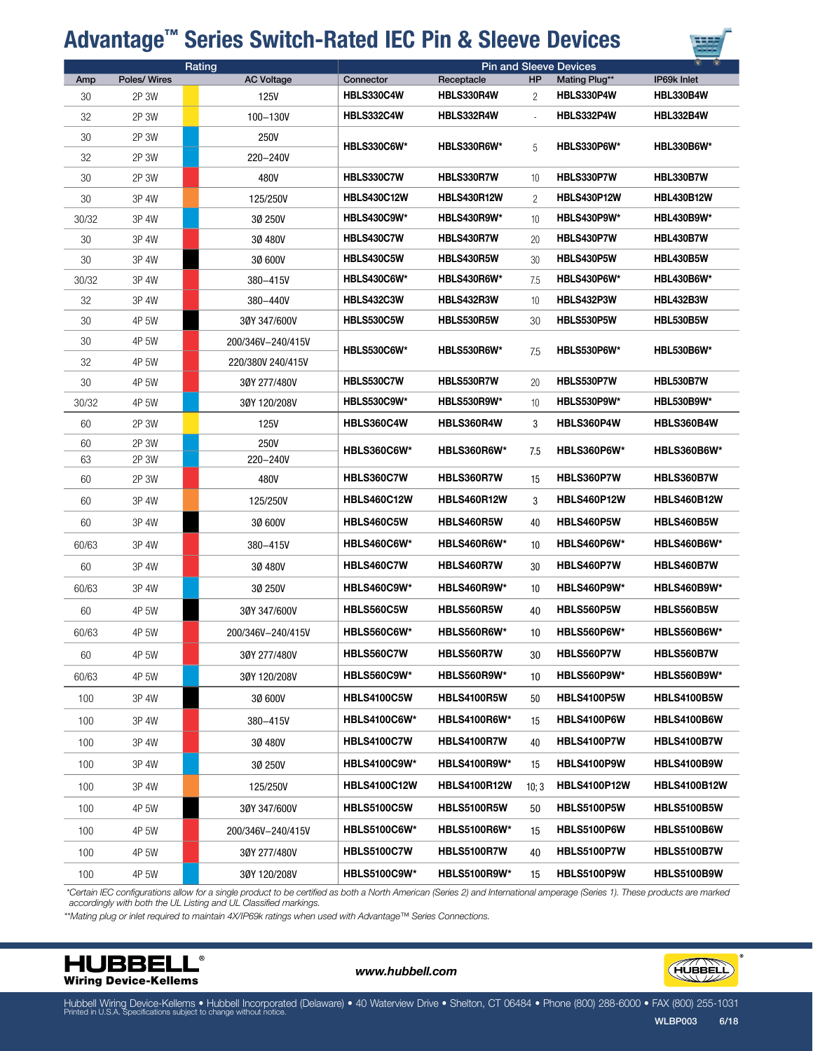# Advantage™ Series Switch-Rated IEC Pin & Sleeve Devices

| Rating | | | Pin and Sleeve Devices | | | | |
|---|---|---|---|---|---|---|---|
| Amp | Poles/ Wires | AC Voltage | Connector | Receptacle | HP | Mating Plug** | IP69k Inlet |
| 30 | 2P 3W | 125V | HBLS330C4W | HBLS330R4W | 2 | HBLS330P4W | HBL330B4W |
| 32 | 2P 3W | 100–130V | HBLS332C4W | HBLS332R4W | - | HBLS332P4W | HBL332B4W |
| 30 | 2P 3W | 250V | HBLS330C6W* | HBLS330R6W* | 5 | HBLS330P6W* | HBL330B6W* |
| 32 | 2P 3W | 220–240V | | | | | |
| 30 | 2P 3W | 480V | HBLS330C7W | HBLS330R7W | 10 | HBLS330P7W | HBL330B7W |
| 30 | 3P 4W | 125/250V | HBLS430C12W | HBLS430R12W | 2 | HBLS430P12W | HBL430B12W |
| 30/32 | 3P 4W | 3Ø 250V | HBLS430C9W* | HBLS430R9W* | 10 | HBLS430P9W* | HBL430B9W* |
| 30 | 3P 4W | 3Ø 480V | HBLS430C7W | HBLS430R7W | 20 | HBLS430P7W | HBL430B7W |
| 30 | 3P 4W | 3Ø 600V | HBLS430C5W | HBLS430R5W | 30 | HBLS430P5W | HBL430B5W |
| 30/32 | 3P 4W | 380–415V | HBLS430C6W* | HBLS430R6W* | 7.5 | HBLS430P6W* | HBL430B6W* |
| 32 | 3P 4W | 380–440V | HBLS432C3W | HBLS432R3W | 10 | HBLS432P3W | HBL432B3W |
| 30 | 4P 5W | 3ØY 347/600V | HBLS530C5W | HBLS530R5W | 30 | HBLS530P5W | HBL530B5W |
| 30 | 4P 5W | 200/346V–240/415V | HBLS530C6W* | HBLS530R6W* | 7.5 | HBLS530P6W* | HBL530B6W* |
| 32 | 4P 5W | 220/380V 240/415V | | | | | |
| 30 | 4P 5W | 3ØY 277/480V | HBLS530C7W | HBLS530R7W | 20 | HBLS530P7W | HBL530B7W |
| 30/32 | 4P 5W | 3ØY 120/208V | HBLS530C9W* | HBLS530R9W* | 10 | HBLS530P9W* | HBL530B9W* |
| 60 | 2P 3W | 125V | HBLS360C4W | HBLS360R4W | 3 | HBLS360P4W | HBLS360B4W |
| 60 | 2P 3W | 250V | HBLS360C6W* | HBLS360R6W* | 7.5 | HBLS360P6W* | HBLS360B6W* |
| 63 | 2P 3W | 220–240V | | | | | |
| 60 | 2P 3W | 480V | HBLS360C7W | HBLS360R7W | 15 | HBLS360P7W | HBLS360B7W |
| 60 | 3P 4W | 125/250V | HBLS460C12W | HBLS460R12W | 3 | HBLS460P12W | HBLS460B12W |
| 60 | 3P 4W | 3Ø 600V | HBLS460C5W | HBLS460R5W | 40 | HBLS460P5W | HBLS460B5W |
| 60/63 | 3P 4W | 380–415V | HBLS460C6W* | HBLS460R6W* | 10 | HBLS460P6W* | HBLS460B6W* |
| 60 | 3P 4W | 3Ø 480V | HBLS460C7W | HBLS460R7W | 30 | HBLS460P7W | HBLS460B7W |
| 60/63 | 3P 4W | 3Ø 250V | HBLS460C9W* | HBLS460R9W* | 10 | HBLS460P9W* | HBLS460B9W* |
| 60 | 4P 5W | 3ØY 347/600V | HBLS560C5W | HBLS560R5W | 40 | HBLS560P5W | HBLS560B5W |
| 60/63 | 4P 5W | 200/346V–240/415V | HBLS560C6W* | HBLS560R6W* | 10 | HBLS560P6W* | HBLS560B6W* |
| 60 | 4P 5W | 3ØY 277/480V | HBLS560C7W | HBLS560R7W | 30 | HBLS560P7W | HBLS560B7W |
| 60/63 | 4P 5W | 3ØY 120/208V | HBLS560C9W* | HBLS560R9W* | 10 | HBLS560P9W* | HBLS560B9W* |
| 100 | 3P 4W | 3Ø 600V | HBLS4100C5W | HBLS4100R5W | 50 | HBLS4100P5W | HBLS4100B5W |
| 100 | 3P 4W | 380–415V | HBLS4100C6W* | HBLS4100R6W* | 15 | HBLS4100P6W | HBLS4100B6W |
| 100 | 3P 4W | 3Ø 480V | HBLS4100C7W | HBLS4100R7W | 40 | HBLS4100P7W | HBLS4100B7W |
| 100 | 3P 4W | 3Ø 250V | HBLS4100C9W* | HBLS4100R9W* | 15 | HBLS4100P9W | HBLS4100B9W |
| 100 | 3P 4W | 125/250V | HBLS4100C12W | HBLS4100R12W | 10; 3 | HBLS4100P12W | HBLS4100B12W |
| 100 | 4P 5W | 3ØY 347/600V | HBLS5100C5W | HBLS5100R5W | 50 | HBLS5100P5W | HBLS5100B5W |
| 100 | 4P 5W | 200/346V–240/415V | HBLS5100C6W* | HBLS5100R6W* | 15 | HBLS5100P6W | HBLS5100B6W |
| 100 | 4P 5W | 3ØY 277/480V | HBLS5100C7W | HBLS5100R7W | 40 | HBLS5100P7W | HBLS5100B7W |
| 100 | 4P 5W | 3ØY 120/208V | HBLS5100C9W* | HBLS5100R9W* | 15 | HBLS5100P9W | HBLS5100B9W |

*Certain IEC configurations allow for a single product to be certified as both a North American (Series 2) and International amperage (Series 1). These products are marked accordingly with both the UL Listing and UL Classified markings.

**Mating plug or inlet required to maintain 4X/IP69k ratings when used with Advantage™ Series Connections.

**HUBBELL®**
**Wiring Device-Kellems**

***www.hubbell.com***

Hubbell Wiring Device-Kellems • Hubbell Incorporated (Delaware) • 40 Waterview Drive • Shelton, CT 06484 • Phone (800) 288-6000 • FAX (800) 255-1031
Printed in U.S.A. Specifications subject to change without notice.

WLBP003 6/18